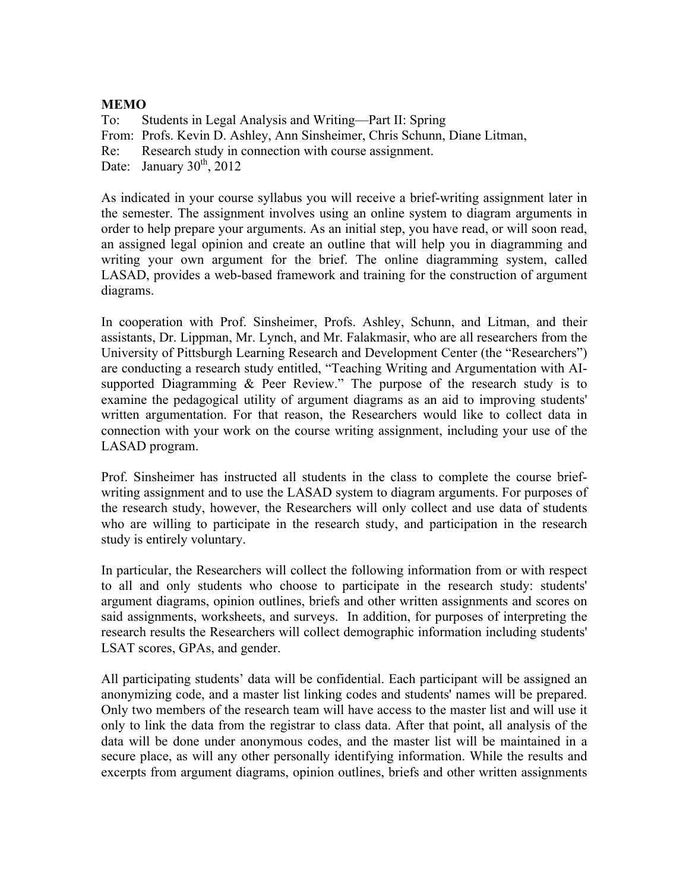**MEMO**

To: Students in Legal Analysis and Writing—Part II: Spring

From: Profs. Kevin D. Ashley, Ann Sinsheimer, Chris Schunn, Diane Litman,

Re: Research study in connection with course assignment.

Date: January 30th, 2012

As indicated in your course syllabus you will receive a brief-writing assignment later in the semester. The assignment involves using an online system to diagram arguments in order to help prepare your arguments. As an initial step, you have read, or will soon read, an assigned legal opinion and create an outline that will help you in diagramming and writing your own argument for the brief. The online diagramming system, called LASAD, provides a web-based framework and training for the construction of argument diagrams.

In cooperation with Prof. Sinsheimer, Profs. Ashley, Schunn, and Litman, and their assistants, Dr. Lippman, Mr. Lynch, and Mr. Falakmasir, who are all researchers from the University of Pittsburgh Learning Research and Development Center (the "Researchers") are conducting a research study entitled, "Teaching Writing and Argumentation with AI-supported Diagramming & Peer Review." The purpose of the research study is to examine the pedagogical utility of argument diagrams as an aid to improving students' written argumentation. For that reason, the Researchers would like to collect data in connection with your work on the course writing assignment, including your use of the LASAD program.

Prof. Sinsheimer has instructed all students in the class to complete the course brief-writing assignment and to use the LASAD system to diagram arguments. For purposes of the research study, however, the Researchers will only collect and use data of students who are willing to participate in the research study, and participation in the research study is entirely voluntary.

In particular, the Researchers will collect the following information from or with respect to all and only students who choose to participate in the research study: students' argument diagrams, opinion outlines, briefs and other written assignments and scores on said assignments, worksheets, and surveys. In addition, for purposes of interpreting the research results the Researchers will collect demographic information including students' LSAT scores, GPAs, and gender.

All participating students' data will be confidential. Each participant will be assigned an anonymizing code, and a master list linking codes and students' names will be prepared. Only two members of the research team will have access to the master list and will use it only to link the data from the registrar to class data. After that point, all analysis of the data will be done under anonymous codes, and the master list will be maintained in a secure place, as will any other personally identifying information. While the results and excerpts from argument diagrams, opinion outlines, briefs and other written assignments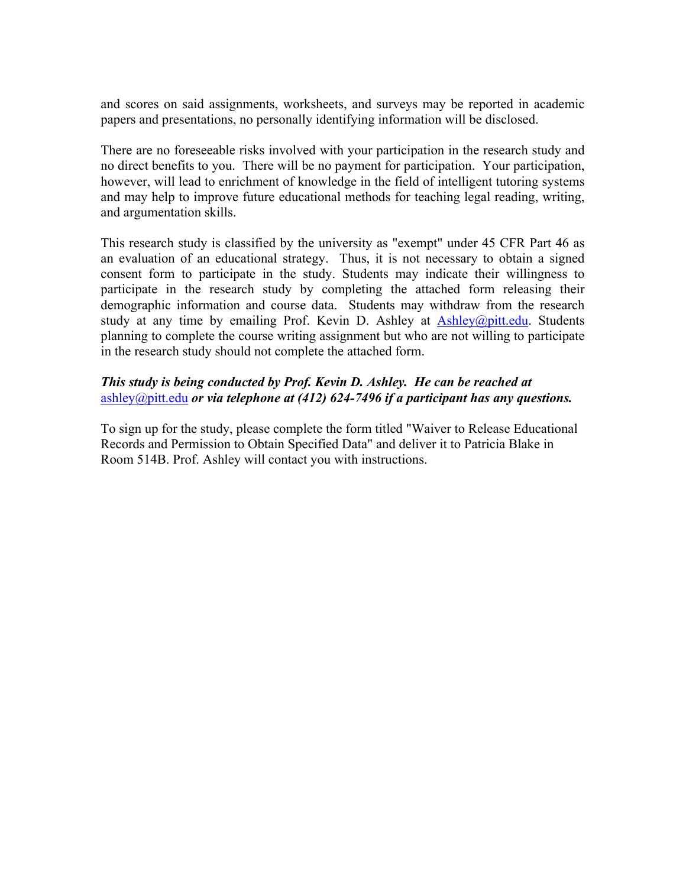and scores on said assignments, worksheets, and surveys may be reported in academic papers and presentations, no personally identifying information will be disclosed.

There are no foreseeable risks involved with your participation in the research study and no direct benefits to you. There will be no payment for participation. Your participation, however, will lead to enrichment of knowledge in the field of intelligent tutoring systems and may help to improve future educational methods for teaching legal reading, writing, and argumentation skills.

This research study is classified by the university as "exempt" under 45 CFR Part 46 as an evaluation of an educational strategy. Thus, it is not necessary to obtain a signed consent form to participate in the study. Students may indicate their willingness to participate in the research study by completing the attached form releasing their demographic information and course data. Students may withdraw from the research study at any time by emailing Prof. Kevin D. Ashley at Ashley@pitt.edu. Students planning to complete the course writing assignment but who are not willing to participate in the research study should not complete the attached form.

***This study is being conducted by Prof. Kevin D. Ashley. He can be reached at*** ashley@pitt.edu ***or via telephone at (412) 624-7496 if a participant has any questions.***

To sign up for the study, please complete the form titled "Waiver to Release Educational Records and Permission to Obtain Specified Data" and deliver it to Patricia Blake in Room 514B. Prof. Ashley will contact you with instructions.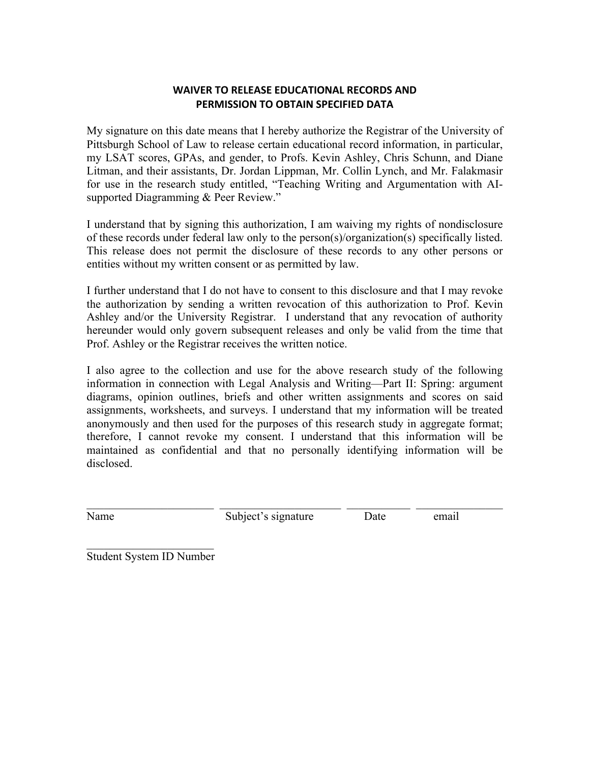## WAIVER TO RELEASE EDUCATIONAL RECORDS AND PERMISSION TO OBTAIN SPECIFIED DATA

My signature on this date means that I hereby authorize the Registrar of the University of Pittsburgh School of Law to release certain educational record information, in particular, my LSAT scores, GPAs, and gender, to Profs. Kevin Ashley, Chris Schunn, and Diane Litman, and their assistants, Dr. Jordan Lippman, Mr. Collin Lynch, and Mr. Falakmasir for use in the research study entitled, "Teaching Writing and Argumentation with AI-supported Diagramming & Peer Review."

I understand that by signing this authorization, I am waiving my rights of nondisclosure of these records under federal law only to the person(s)/organization(s) specifically listed. This release does not permit the disclosure of these records to any other persons or entities without my written consent or as permitted by law.

I further understand that I do not have to consent to this disclosure and that I may revoke the authorization by sending a written revocation of this authorization to Prof. Kevin Ashley and/or the University Registrar. I understand that any revocation of authority hereunder would only govern subsequent releases and only be valid from the time that Prof. Ashley or the Registrar receives the written notice.

I also agree to the collection and use for the above research study of the following information in connection with Legal Analysis and Writing—Part II: Spring: argument diagrams, opinion outlines, briefs and other written assignments and scores on said assignments, worksheets, and surveys. I understand that my information will be treated anonymously and then used for the purposes of this research study in aggregate format; therefore, I cannot revoke my consent. I understand that this information will be maintained as confidential and that no personally identifying information will be disclosed.

______________________ ______________________ ___________ _______________

Name  Subject's signature  Date  email

______________________

Student System ID Number